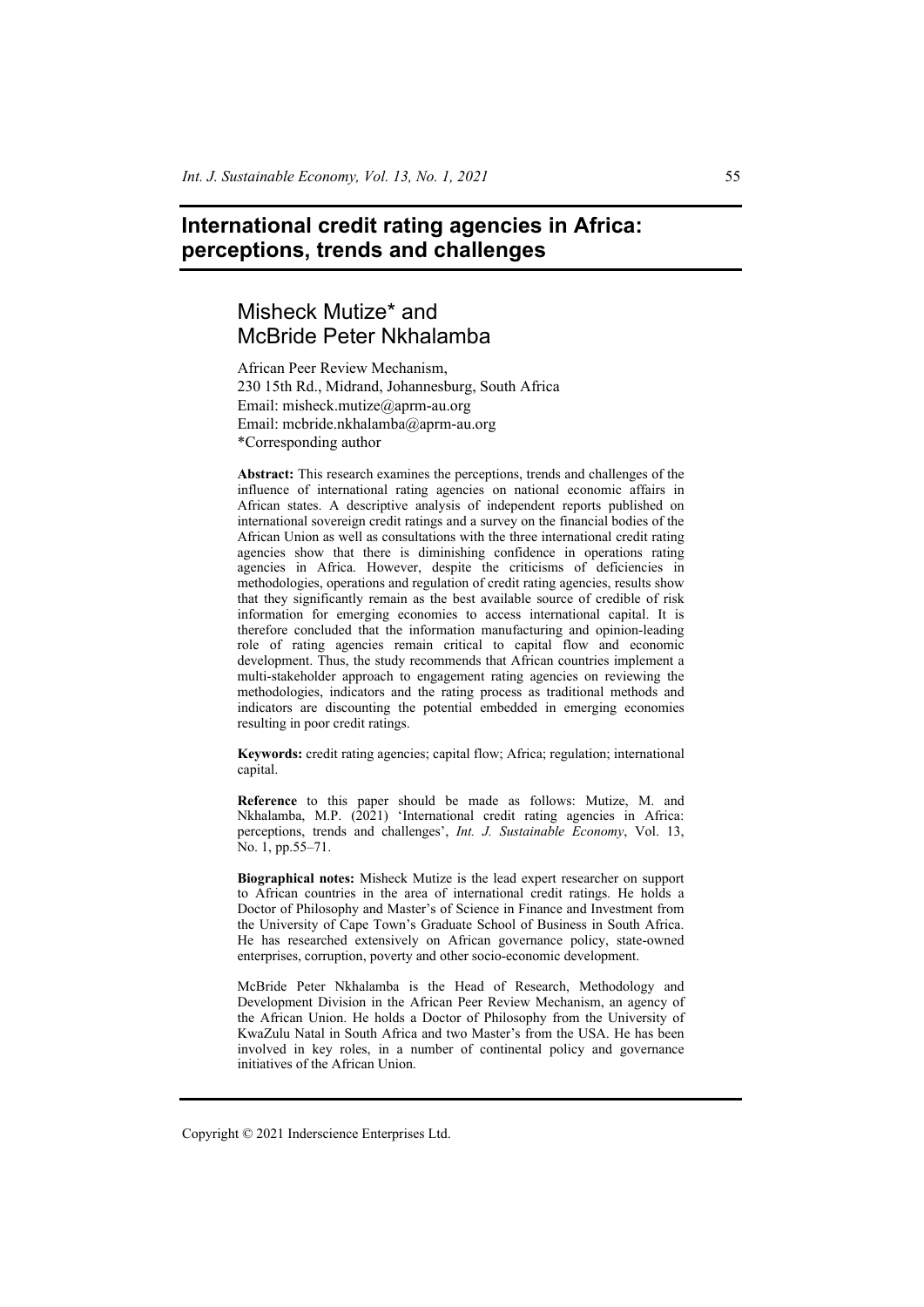# International credit rating agencies in Africa: perceptions, trends and challenges

## Misheck Mutize* and McBride Peter Nkhalamba

African Peer Review Mechanism,
230 15th Rd., Midrand, Johannesburg, South Africa
Email: misheck.mutize@aprm-au.org
Email: mcbride.nkhalamba@aprm-au.org
*Corresponding author

**Abstract:** This research examines the perceptions, trends and challenges of the influence of international rating agencies on national economic affairs in African states. A descriptive analysis of independent reports published on international sovereign credit ratings and a survey on the financial bodies of the African Union as well as consultations with the three international credit rating agencies show that there is diminishing confidence in operations rating agencies in Africa. However, despite the criticisms of deficiencies in methodologies, operations and regulation of credit rating agencies, results show that they significantly remain as the best available source of credible of risk information for emerging economies to access international capital. It is therefore concluded that the information manufacturing and opinion-leading role of rating agencies remain critical to capital flow and economic development. Thus, the study recommends that African countries implement a multi-stakeholder approach to engagement rating agencies on reviewing the methodologies, indicators and the rating process as traditional methods and indicators are discounting the potential embedded in emerging economies resulting in poor credit ratings.

**Keywords:** credit rating agencies; capital flow; Africa; regulation; international capital.

**Reference** to this paper should be made as follows: Mutize, M. and Nkhalamba, M.P. (2021) 'International credit rating agencies in Africa: perceptions, trends and challenges', *Int. J. Sustainable Economy*, Vol. 13, No. 1, pp.55–71.

**Biographical notes:** Misheck Mutize is the lead expert researcher on support to African countries in the area of international credit ratings. He holds a Doctor of Philosophy and Master's of Science in Finance and Investment from the University of Cape Town's Graduate School of Business in South Africa. He has researched extensively on African governance policy, state-owned enterprises, corruption, poverty and other socio-economic development.

McBride Peter Nkhalamba is the Head of Research, Methodology and Development Division in the African Peer Review Mechanism, an agency of the African Union. He holds a Doctor of Philosophy from the University of KwaZulu Natal in South Africa and two Master's from the USA. He has been involved in key roles, in a number of continental policy and governance initiatives of the African Union.

Copyright © 2021 Inderscience Enterprises Ltd.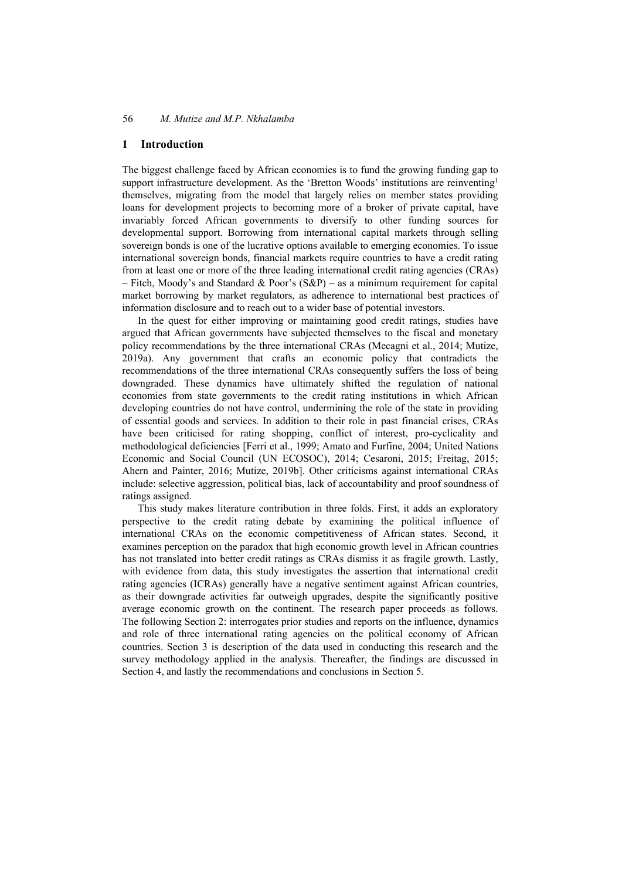## 1 Introduction

The biggest challenge faced by African economies is to fund the growing funding gap to support infrastructure development. As the 'Bretton Woods' institutions are reinventing[1] themselves, migrating from the model that largely relies on member states providing loans for development projects to becoming more of a broker of private capital, have invariably forced African governments to diversify to other funding sources for developmental support. Borrowing from international capital markets through selling sovereign bonds is one of the lucrative options available to emerging economies. To issue international sovereign bonds, financial markets require countries to have a credit rating from at least one or more of the three leading international credit rating agencies (CRAs) – Fitch, Moody's and Standard & Poor's (S&P) – as a minimum requirement for capital market borrowing by market regulators, as adherence to international best practices of information disclosure and to reach out to a wider base of potential investors.

In the quest for either improving or maintaining good credit ratings, studies have argued that African governments have subjected themselves to the fiscal and monetary policy recommendations by the three international CRAs (Mecagni et al., 2014; Mutize, 2019a). Any government that crafts an economic policy that contradicts the recommendations of the three international CRAs consequently suffers the loss of being downgraded. These dynamics have ultimately shifted the regulation of national economies from state governments to the credit rating institutions in which African developing countries do not have control, undermining the role of the state in providing of essential goods and services. In addition to their role in past financial crises, CRAs have been criticised for rating shopping, conflict of interest, pro-cyclicality and methodological deficiencies [Ferri et al., 1999; Amato and Furfine, 2004; United Nations Economic and Social Council (UN ECOSOC), 2014; Cesaroni, 2015; Freitag, 2015; Ahern and Painter, 2016; Mutize, 2019b]. Other criticisms against international CRAs include: selective aggression, political bias, lack of accountability and proof soundness of ratings assigned.

This study makes literature contribution in three folds. First, it adds an exploratory perspective to the credit rating debate by examining the political influence of international CRAs on the economic competitiveness of African states. Second, it examines perception on the paradox that high economic growth level in African countries has not translated into better credit ratings as CRAs dismiss it as fragile growth. Lastly, with evidence from data, this study investigates the assertion that international credit rating agencies (ICRAs) generally have a negative sentiment against African countries, as their downgrade activities far outweigh upgrades, despite the significantly positive average economic growth on the continent. The research paper proceeds as follows. The following Section 2: interrogates prior studies and reports on the influence, dynamics and role of three international rating agencies on the political economy of African countries. Section 3 is description of the data used in conducting this research and the survey methodology applied in the analysis. Thereafter, the findings are discussed in Section 4, and lastly the recommendations and conclusions in Section 5.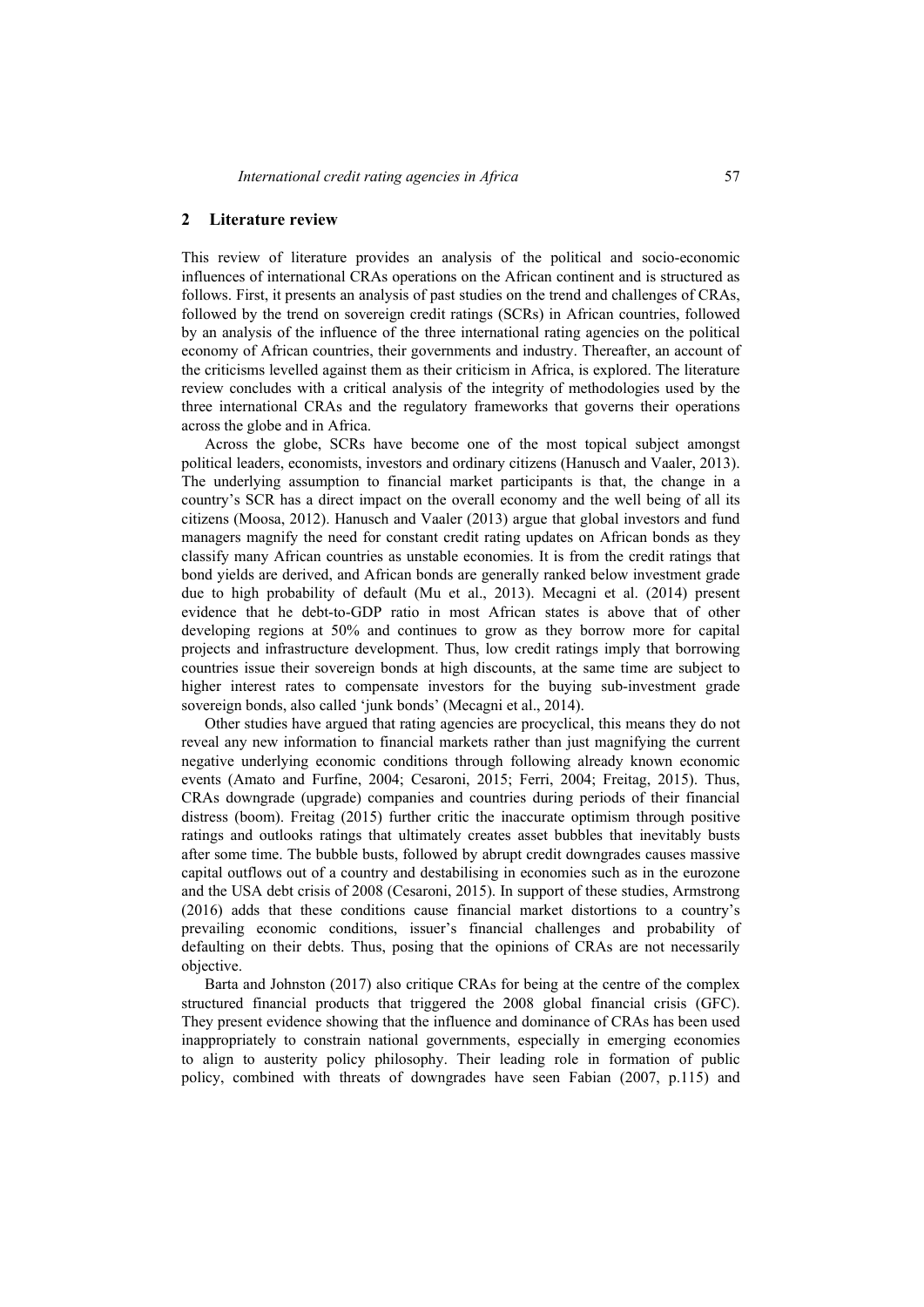## 2 Literature review

This review of literature provides an analysis of the political and socio-economic influences of international CRAs operations on the African continent and is structured as follows. First, it presents an analysis of past studies on the trend and challenges of CRAs, followed by the trend on sovereign credit ratings (SCRs) in African countries, followed by an analysis of the influence of the three international rating agencies on the political economy of African countries, their governments and industry. Thereafter, an account of the criticisms levelled against them as their criticism in Africa, is explored. The literature review concludes with a critical analysis of the integrity of methodologies used by the three international CRAs and the regulatory frameworks that governs their operations across the globe and in Africa.

Across the globe, SCRs have become one of the most topical subject amongst political leaders, economists, investors and ordinary citizens (Hanusch and Vaaler, 2013). The underlying assumption to financial market participants is that, the change in a country's SCR has a direct impact on the overall economy and the well being of all its citizens (Moosa, 2012). Hanusch and Vaaler (2013) argue that global investors and fund managers magnify the need for constant credit rating updates on African bonds as they classify many African countries as unstable economies. It is from the credit ratings that bond yields are derived, and African bonds are generally ranked below investment grade due to high probability of default (Mu et al., 2013). Mecagni et al. (2014) present evidence that he debt-to-GDP ratio in most African states is above that of other developing regions at 50% and continues to grow as they borrow more for capital projects and infrastructure development. Thus, low credit ratings imply that borrowing countries issue their sovereign bonds at high discounts, at the same time are subject to higher interest rates to compensate investors for the buying sub-investment grade sovereign bonds, also called 'junk bonds' (Mecagni et al., 2014).

Other studies have argued that rating agencies are procyclical, this means they do not reveal any new information to financial markets rather than just magnifying the current negative underlying economic conditions through following already known economic events (Amato and Furfine, 2004; Cesaroni, 2015; Ferri, 2004; Freitag, 2015). Thus, CRAs downgrade (upgrade) companies and countries during periods of their financial distress (boom). Freitag (2015) further critic the inaccurate optimism through positive ratings and outlooks ratings that ultimately creates asset bubbles that inevitably busts after some time. The bubble busts, followed by abrupt credit downgrades causes massive capital outflows out of a country and destabilising in economies such as in the eurozone and the USA debt crisis of 2008 (Cesaroni, 2015). In support of these studies, Armstrong (2016) adds that these conditions cause financial market distortions to a country's prevailing economic conditions, issuer's financial challenges and probability of defaulting on their debts. Thus, posing that the opinions of CRAs are not necessarily objective.

Barta and Johnston (2017) also critique CRAs for being at the centre of the complex structured financial products that triggered the 2008 global financial crisis (GFC). They present evidence showing that the influence and dominance of CRAs has been used inappropriately to constrain national governments, especially in emerging economies to align to austerity policy philosophy. Their leading role in formation of public policy, combined with threats of downgrades have seen Fabian (2007, p.115) and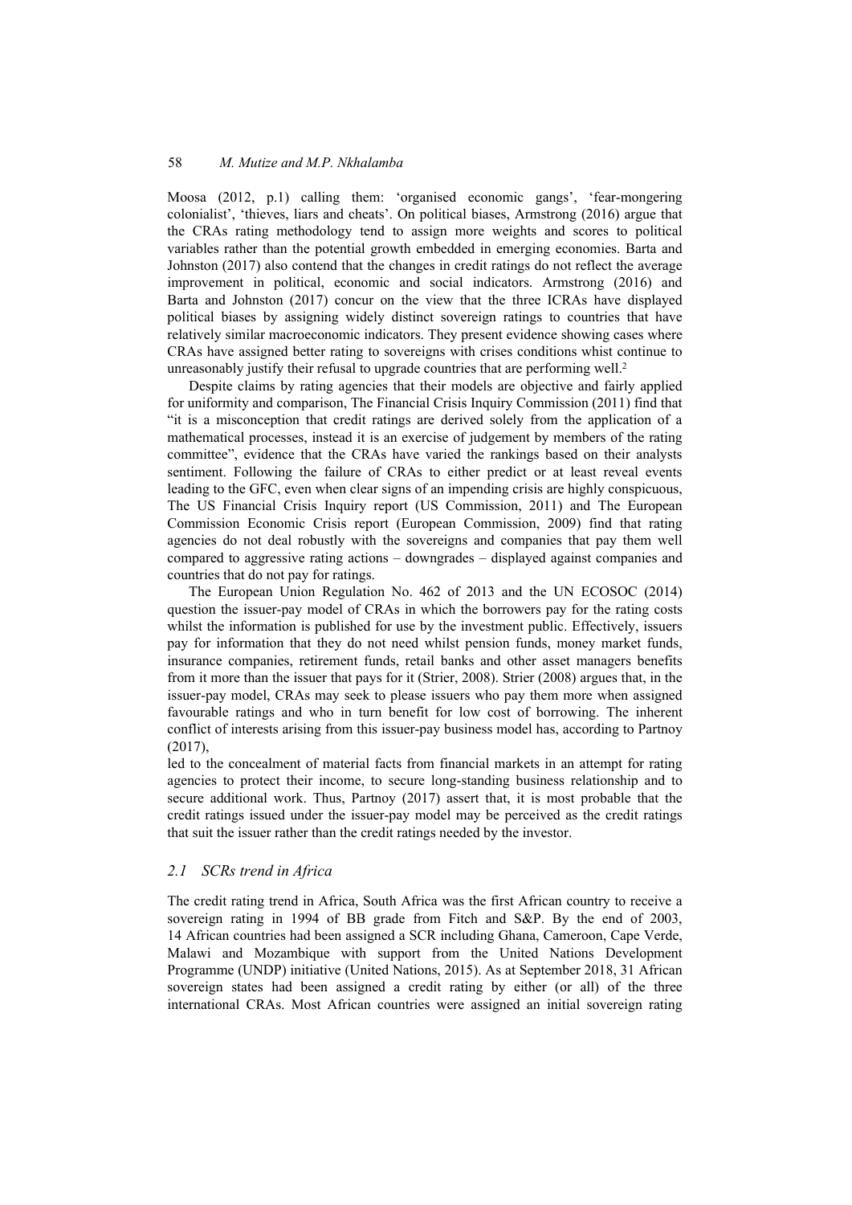Moosa (2012, p.1) calling them: 'organised economic gangs', 'fear-mongering colonialist', 'thieves, liars and cheats'. On political biases, Armstrong (2016) argue that the CRAs rating methodology tend to assign more weights and scores to political variables rather than the potential growth embedded in emerging economies. Barta and Johnston (2017) also contend that the changes in credit ratings do not reflect the average improvement in political, economic and social indicators. Armstrong (2016) and Barta and Johnston (2017) concur on the view that the three ICRAs have displayed political biases by assigning widely distinct sovereign ratings to countries that have relatively similar macroeconomic indicators. They present evidence showing cases where CRAs have assigned better rating to sovereigns with crises conditions whist continue to unreasonably justify their refusal to upgrade countries that are performing well.[2]

Despite claims by rating agencies that their models are objective and fairly applied for uniformity and comparison, The Financial Crisis Inquiry Commission (2011) find that "it is a misconception that credit ratings are derived solely from the application of a mathematical processes, instead it is an exercise of judgement by members of the rating committee", evidence that the CRAs have varied the rankings based on their analysts sentiment. Following the failure of CRAs to either predict or at least reveal events leading to the GFC, even when clear signs of an impending crisis are highly conspicuous, The US Financial Crisis Inquiry report (US Commission, 2011) and The European Commission Economic Crisis report (European Commission, 2009) find that rating agencies do not deal robustly with the sovereigns and companies that pay them well compared to aggressive rating actions – downgrades – displayed against companies and countries that do not pay for ratings.

The European Union Regulation No. 462 of 2013 and the UN ECOSOC (2014) question the issuer-pay model of CRAs in which the borrowers pay for the rating costs whilst the information is published for use by the investment public. Effectively, issuers pay for information that they do not need whilst pension funds, money market funds, insurance companies, retirement funds, retail banks and other asset managers benefits from it more than the issuer that pays for it (Strier, 2008). Strier (2008) argues that, in the issuer-pay model, CRAs may seek to please issuers who pay them more when assigned favourable ratings and who in turn benefit for low cost of borrowing. The inherent conflict of interests arising from this issuer-pay business model has, according to Partnoy (2017),

led to the concealment of material facts from financial markets in an attempt for rating agencies to protect their income, to secure long-standing business relationship and to secure additional work. Thus, Partnoy (2017) assert that, it is most probable that the credit ratings issued under the issuer-pay model may be perceived as the credit ratings that suit the issuer rather than the credit ratings needed by the investor.

### *2.1 SCRs trend in Africa*

The credit rating trend in Africa, South Africa was the first African country to receive a sovereign rating in 1994 of BB grade from Fitch and S&P. By the end of 2003, 14 African countries had been assigned a SCR including Ghana, Cameroon, Cape Verde, Malawi and Mozambique with support from the United Nations Development Programme (UNDP) initiative (United Nations, 2015). As at September 2018, 31 African sovereign states had been assigned a credit rating by either (or all) of the three international CRAs. Most African countries were assigned an initial sovereign rating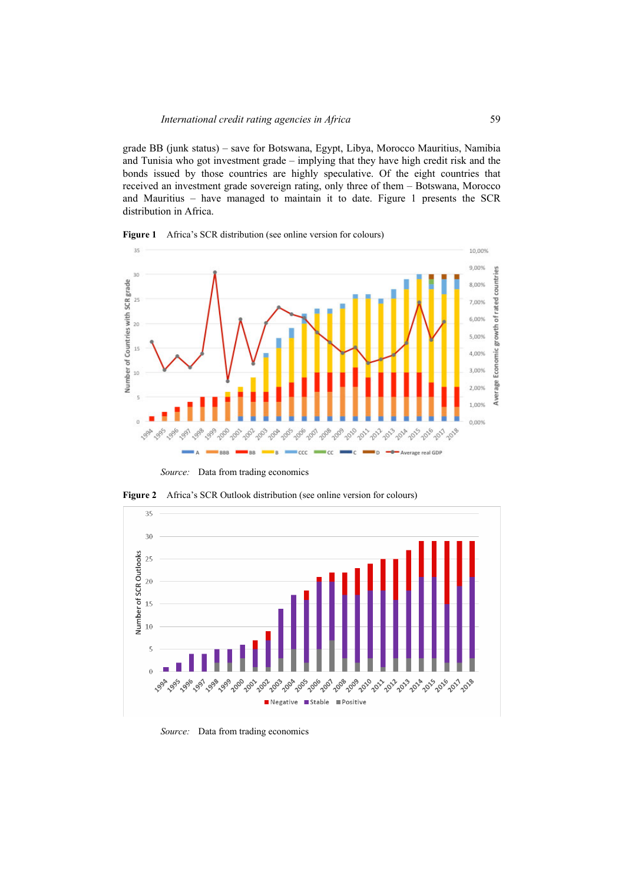grade BB (junk status) – save for Botswana, Egypt, Libya, Morocco Mauritius, Namibia and Tunisia who got investment grade – implying that they have high credit risk and the bonds issued by those countries are highly speculative. Of the eight countries that received an investment grade sovereign rating, only three of them – Botswana, Morocco and Mauritius – have managed to maintain it to date. Figure 1 presents the SCR distribution in Africa.

**Figure 1** Africa's SCR distribution (see online version for colours)

*Source:* Data from trading economics

**Figure 2** Africa's SCR Outlook distribution (see online version for colours)

*Source:* Data from trading economics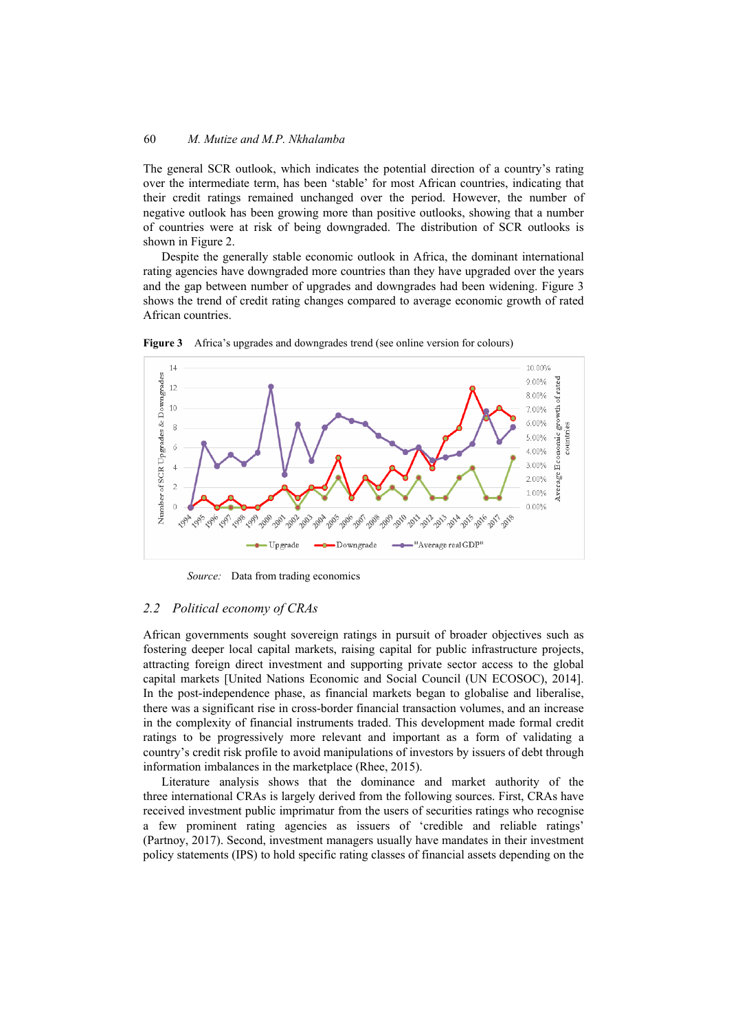The general SCR outlook, which indicates the potential direction of a country's rating over the intermediate term, has been 'stable' for most African countries, indicating that their credit ratings remained unchanged over the period. However, the number of negative outlook has been growing more than positive outlooks, showing that a number of countries were at risk of being downgraded. The distribution of SCR outlooks is shown in Figure 2.

Despite the generally stable economic outlook in Africa, the dominant international rating agencies have downgraded more countries than they have upgraded over the years and the gap between number of upgrades and downgrades had been widening. Figure 3 shows the trend of credit rating changes compared to average economic growth of rated African countries.

**Figure 3** Africa's upgrades and downgrades trend (see online version for colours)

*Source:* Data from trading economics

## 2.2 Political economy of CRAs

African governments sought sovereign ratings in pursuit of broader objectives such as fostering deeper local capital markets, raising capital for public infrastructure projects, attracting foreign direct investment and supporting private sector access to the global capital markets [United Nations Economic and Social Council (UN ECOSOC), 2014]. In the post-independence phase, as financial markets began to globalise and liberalise, there was a significant rise in cross-border financial transaction volumes, and an increase in the complexity of financial instruments traded. This development made formal credit ratings to be progressively more relevant and important as a form of validating a country's credit risk profile to avoid manipulations of investors by issuers of debt through information imbalances in the marketplace (Rhee, 2015).

Literature analysis shows that the dominance and market authority of the three international CRAs is largely derived from the following sources. First, CRAs have received investment public imprimatur from the users of securities ratings who recognise a few prominent rating agencies as issuers of 'credible and reliable ratings' (Partnoy, 2017). Second, investment managers usually have mandates in their investment policy statements (IPS) to hold specific rating classes of financial assets depending on the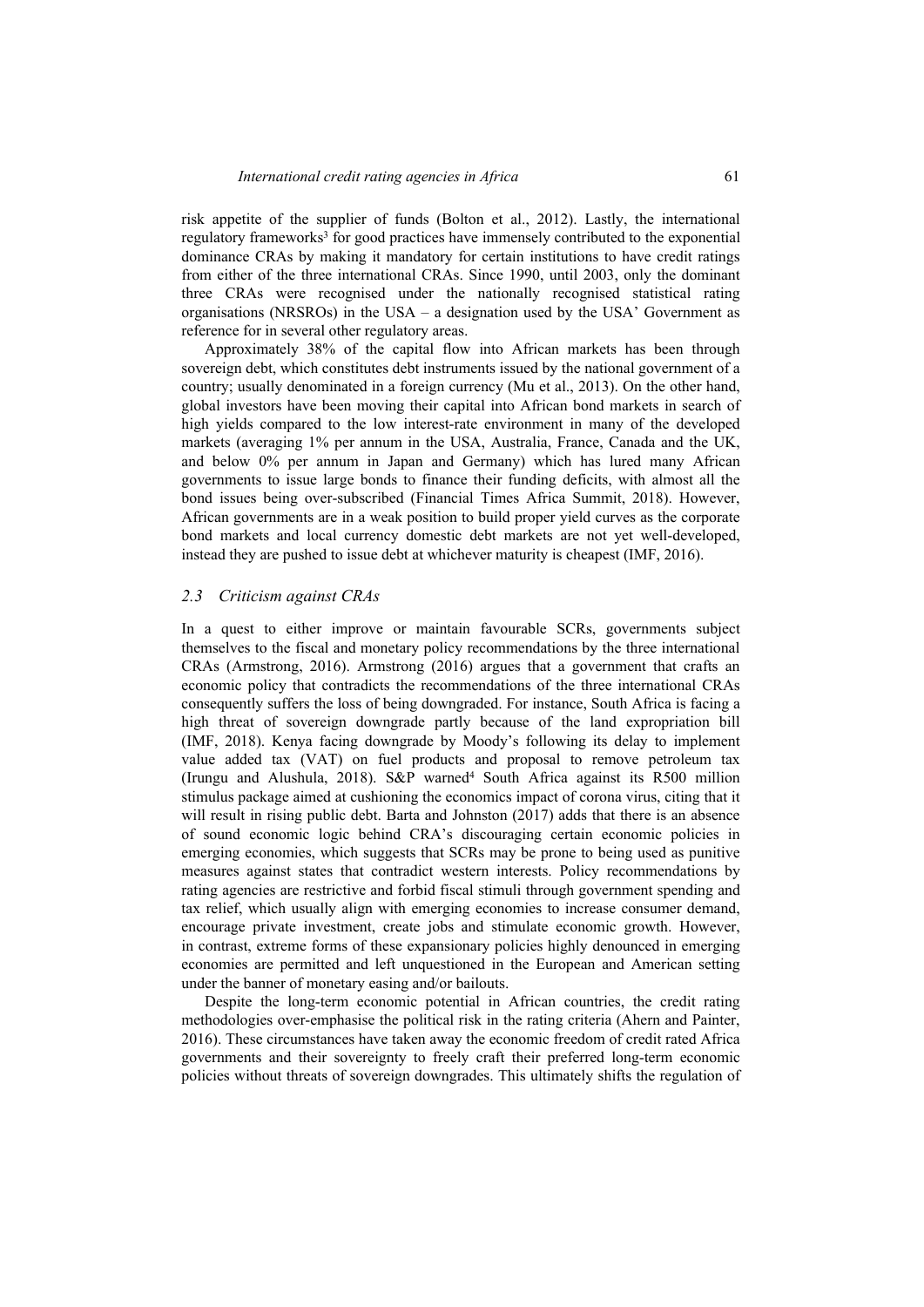risk appetite of the supplier of funds (Bolton et al., 2012). Lastly, the international regulatory frameworks[3] for good practices have immensely contributed to the exponential dominance CRAs by making it mandatory for certain institutions to have credit ratings from either of the three international CRAs. Since 1990, until 2003, only the dominant three CRAs were recognised under the nationally recognised statistical rating organisations (NRSROs) in the USA – a designation used by the USA' Government as reference for in several other regulatory areas.

Approximately 38% of the capital flow into African markets has been through sovereign debt, which constitutes debt instruments issued by the national government of a country; usually denominated in a foreign currency (Mu et al., 2013). On the other hand, global investors have been moving their capital into African bond markets in search of high yields compared to the low interest-rate environment in many of the developed markets (averaging 1% per annum in the USA, Australia, France, Canada and the UK, and below 0% per annum in Japan and Germany) which has lured many African governments to issue large bonds to finance their funding deficits, with almost all the bond issues being over-subscribed (Financial Times Africa Summit, 2018). However, African governments are in a weak position to build proper yield curves as the corporate bond markets and local currency domestic debt markets are not yet well-developed, instead they are pushed to issue debt at whichever maturity is cheapest (IMF, 2016).

### *2.3 Criticism against CRAs*

In a quest to either improve or maintain favourable SCRs, governments subject themselves to the fiscal and monetary policy recommendations by the three international CRAs (Armstrong, 2016). Armstrong (2016) argues that a government that crafts an economic policy that contradicts the recommendations of the three international CRAs consequently suffers the loss of being downgraded. For instance, South Africa is facing a high threat of sovereign downgrade partly because of the land expropriation bill (IMF, 2018). Kenya facing downgrade by Moody's following its delay to implement value added tax (VAT) on fuel products and proposal to remove petroleum tax (Irungu and Alushula, 2018). S&P warned[4] South Africa against its R500 million stimulus package aimed at cushioning the economics impact of corona virus, citing that it will result in rising public debt. Barta and Johnston (2017) adds that there is an absence of sound economic logic behind CRA's discouraging certain economic policies in emerging economies, which suggests that SCRs may be prone to being used as punitive measures against states that contradict western interests. Policy recommendations by rating agencies are restrictive and forbid fiscal stimuli through government spending and tax relief, which usually align with emerging economies to increase consumer demand, encourage private investment, create jobs and stimulate economic growth. However, in contrast, extreme forms of these expansionary policies highly denounced in emerging economies are permitted and left unquestioned in the European and American setting under the banner of monetary easing and/or bailouts.

Despite the long-term economic potential in African countries, the credit rating methodologies over-emphasise the political risk in the rating criteria (Ahern and Painter, 2016). These circumstances have taken away the economic freedom of credit rated Africa governments and their sovereignty to freely craft their preferred long-term economic policies without threats of sovereign downgrades. This ultimately shifts the regulation of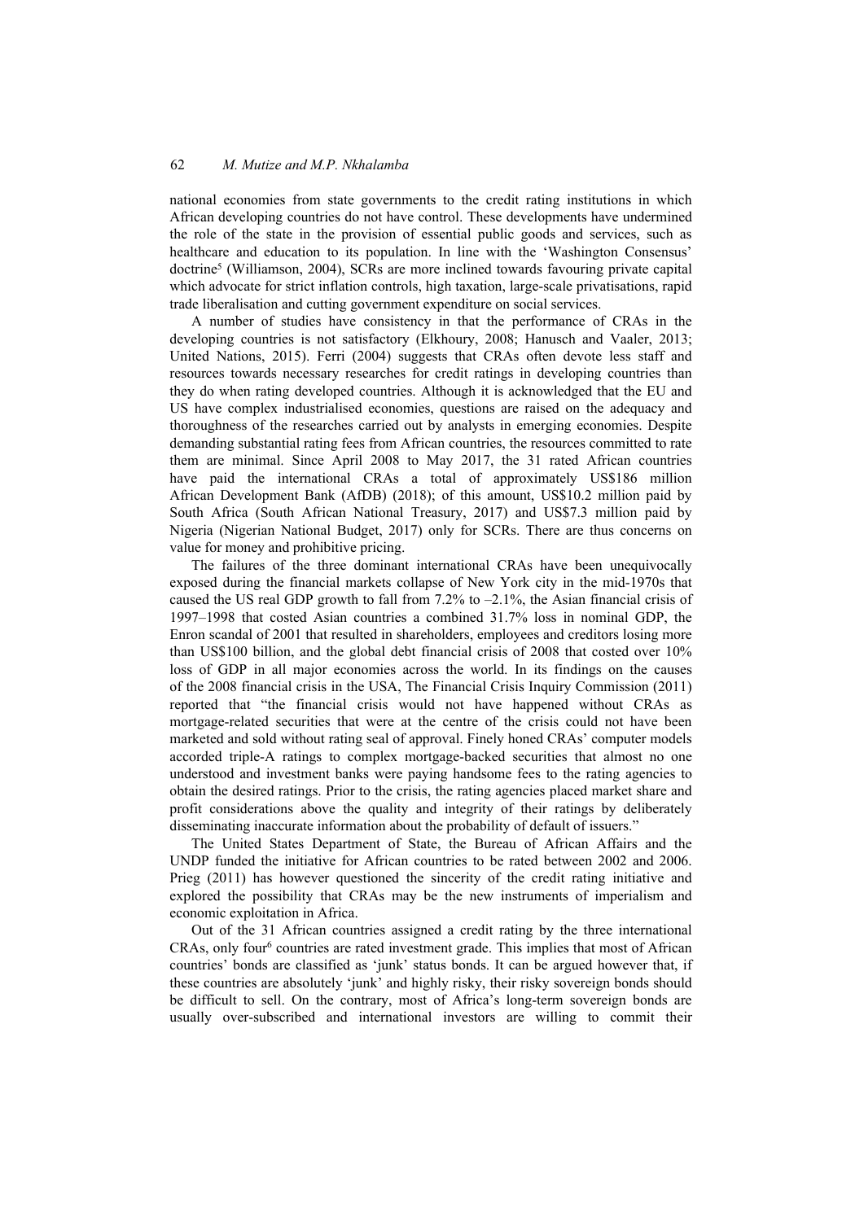national economies from state governments to the credit rating institutions in which African developing countries do not have control. These developments have undermined the role of the state in the provision of essential public goods and services, such as healthcare and education to its population. In line with the 'Washington Consensus' doctrine[5] (Williamson, 2004), SCRs are more inclined towards favouring private capital which advocate for strict inflation controls, high taxation, large-scale privatisations, rapid trade liberalisation and cutting government expenditure on social services.

A number of studies have consistency in that the performance of CRAs in the developing countries is not satisfactory (Elkhoury, 2008; Hanusch and Vaaler, 2013; United Nations, 2015). Ferri (2004) suggests that CRAs often devote less staff and resources towards necessary researches for credit ratings in developing countries than they do when rating developed countries. Although it is acknowledged that the EU and US have complex industrialised economies, questions are raised on the adequacy and thoroughness of the researches carried out by analysts in emerging economies. Despite demanding substantial rating fees from African countries, the resources committed to rate them are minimal. Since April 2008 to May 2017, the 31 rated African countries have paid the international CRAs a total of approximately US$186 million African Development Bank (AfDB) (2018); of this amount, US$10.2 million paid by South Africa (South African National Treasury, 2017) and US$7.3 million paid by Nigeria (Nigerian National Budget, 2017) only for SCRs. There are thus concerns on value for money and prohibitive pricing.

The failures of the three dominant international CRAs have been unequivocally exposed during the financial markets collapse of New York city in the mid-1970s that caused the US real GDP growth to fall from 7.2% to –2.1%, the Asian financial crisis of 1997–1998 that costed Asian countries a combined 31.7% loss in nominal GDP, the Enron scandal of 2001 that resulted in shareholders, employees and creditors losing more than US$100 billion, and the global debt financial crisis of 2008 that costed over 10% loss of GDP in all major economies across the world. In its findings on the causes of the 2008 financial crisis in the USA, The Financial Crisis Inquiry Commission (2011) reported that "the financial crisis would not have happened without CRAs as mortgage-related securities that were at the centre of the crisis could not have been marketed and sold without rating seal of approval. Finely honed CRAs' computer models accorded triple-A ratings to complex mortgage-backed securities that almost no one understood and investment banks were paying handsome fees to the rating agencies to obtain the desired ratings. Prior to the crisis, the rating agencies placed market share and profit considerations above the quality and integrity of their ratings by deliberately disseminating inaccurate information about the probability of default of issuers."

The United States Department of State, the Bureau of African Affairs and the UNDP funded the initiative for African countries to be rated between 2002 and 2006. Prieg (2011) has however questioned the sincerity of the credit rating initiative and explored the possibility that CRAs may be the new instruments of imperialism and economic exploitation in Africa.

Out of the 31 African countries assigned a credit rating by the three international CRAs, only four[6] countries are rated investment grade. This implies that most of African countries' bonds are classified as 'junk' status bonds. It can be argued however that, if these countries are absolutely 'junk' and highly risky, their risky sovereign bonds should be difficult to sell. On the contrary, most of Africa's long-term sovereign bonds are usually over-subscribed and international investors are willing to commit their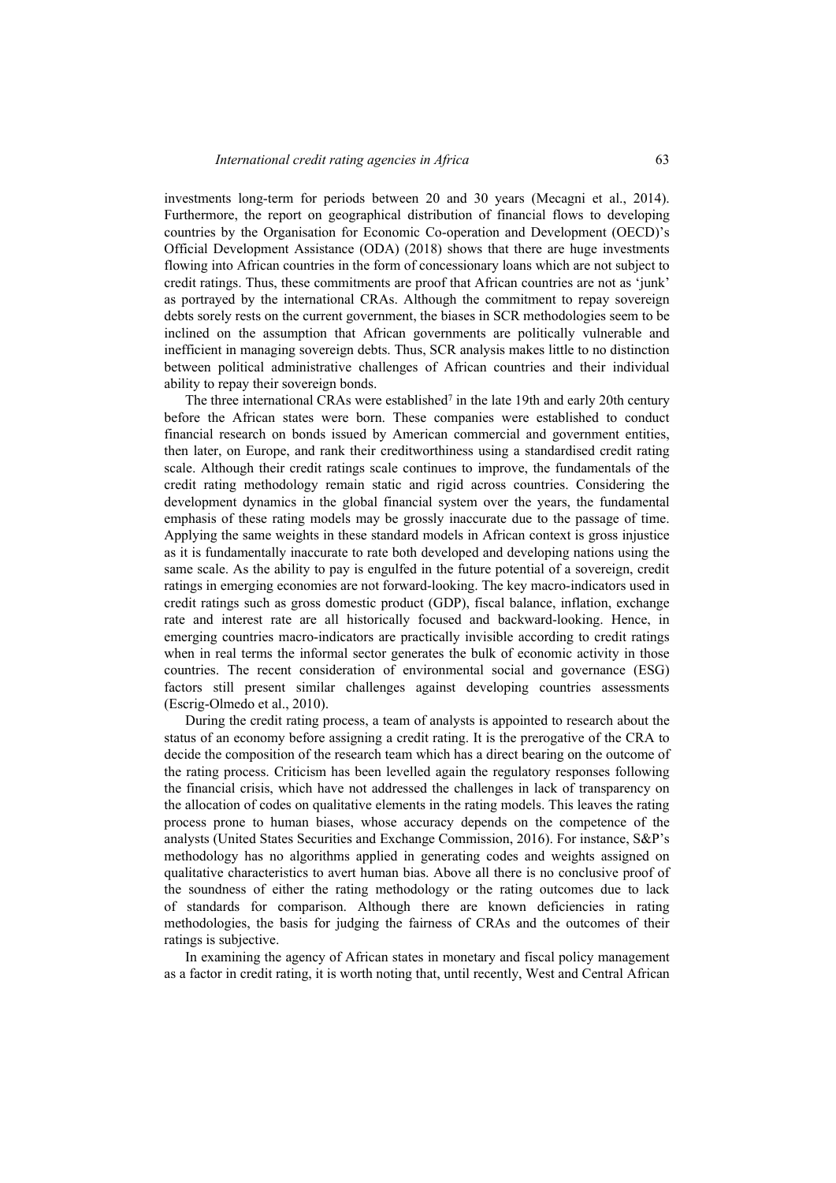investments long-term for periods between 20 and 30 years (Mecagni et al., 2014). Furthermore, the report on geographical distribution of financial flows to developing countries by the Organisation for Economic Co-operation and Development (OECD)'s Official Development Assistance (ODA) (2018) shows that there are huge investments flowing into African countries in the form of concessionary loans which are not subject to credit ratings. Thus, these commitments are proof that African countries are not as 'junk' as portrayed by the international CRAs. Although the commitment to repay sovereign debts sorely rests on the current government, the biases in SCR methodologies seem to be inclined on the assumption that African governments are politically vulnerable and inefficient in managing sovereign debts. Thus, SCR analysis makes little to no distinction between political administrative challenges of African countries and their individual ability to repay their sovereign bonds.

The three international CRAs were established[7] in the late 19th and early 20th century before the African states were born. These companies were established to conduct financial research on bonds issued by American commercial and government entities, then later, on Europe, and rank their creditworthiness using a standardised credit rating scale. Although their credit ratings scale continues to improve, the fundamentals of the credit rating methodology remain static and rigid across countries. Considering the development dynamics in the global financial system over the years, the fundamental emphasis of these rating models may be grossly inaccurate due to the passage of time. Applying the same weights in these standard models in African context is gross injustice as it is fundamentally inaccurate to rate both developed and developing nations using the same scale. As the ability to pay is engulfed in the future potential of a sovereign, credit ratings in emerging economies are not forward-looking. The key macro-indicators used in credit ratings such as gross domestic product (GDP), fiscal balance, inflation, exchange rate and interest rate are all historically focused and backward-looking. Hence, in emerging countries macro-indicators are practically invisible according to credit ratings when in real terms the informal sector generates the bulk of economic activity in those countries. The recent consideration of environmental social and governance (ESG) factors still present similar challenges against developing countries assessments (Escrig-Olmedo et al., 2010).

During the credit rating process, a team of analysts is appointed to research about the status of an economy before assigning a credit rating. It is the prerogative of the CRA to decide the composition of the research team which has a direct bearing on the outcome of the rating process. Criticism has been levelled again the regulatory responses following the financial crisis, which have not addressed the challenges in lack of transparency on the allocation of codes on qualitative elements in the rating models. This leaves the rating process prone to human biases, whose accuracy depends on the competence of the analysts (United States Securities and Exchange Commission, 2016). For instance, S&P's methodology has no algorithms applied in generating codes and weights assigned on qualitative characteristics to avert human bias. Above all there is no conclusive proof of the soundness of either the rating methodology or the rating outcomes due to lack of standards for comparison. Although there are known deficiencies in rating methodologies, the basis for judging the fairness of CRAs and the outcomes of their ratings is subjective.

In examining the agency of African states in monetary and fiscal policy management as a factor in credit rating, it is worth noting that, until recently, West and Central African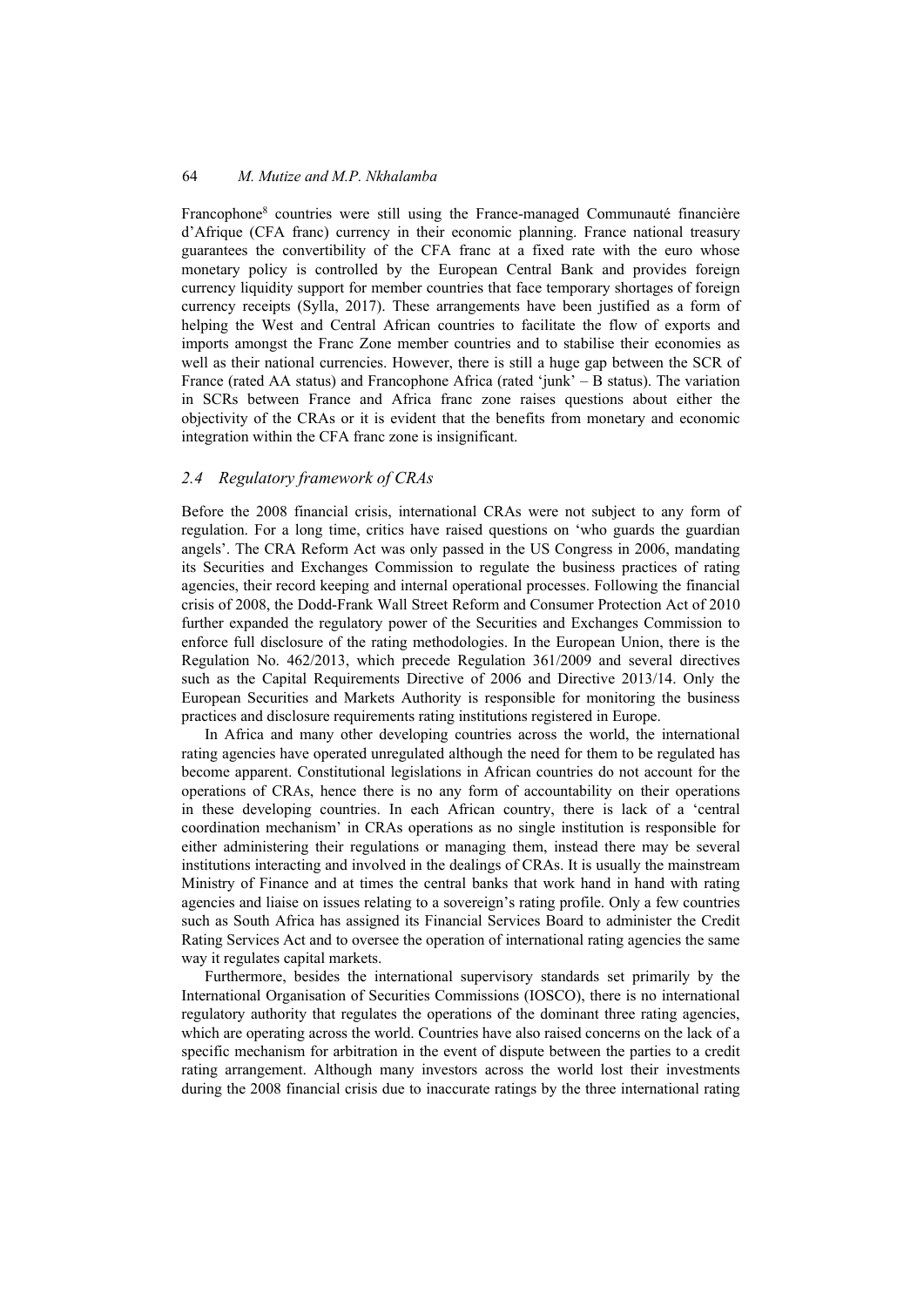Francophone[8] countries were still using the France-managed Communauté financière d'Afrique (CFA franc) currency in their economic planning. France national treasury guarantees the convertibility of the CFA franc at a fixed rate with the euro whose monetary policy is controlled by the European Central Bank and provides foreign currency liquidity support for member countries that face temporary shortages of foreign currency receipts (Sylla, 2017). These arrangements have been justified as a form of helping the West and Central African countries to facilitate the flow of exports and imports amongst the Franc Zone member countries and to stabilise their economies as well as their national currencies. However, there is still a huge gap between the SCR of France (rated AA status) and Francophone Africa (rated 'junk' – B status). The variation in SCRs between France and Africa franc zone raises questions about either the objectivity of the CRAs or it is evident that the benefits from monetary and economic integration within the CFA franc zone is insignificant.

### *2.4 Regulatory framework of CRAs*

Before the 2008 financial crisis, international CRAs were not subject to any form of regulation. For a long time, critics have raised questions on 'who guards the guardian angels'. The CRA Reform Act was only passed in the US Congress in 2006, mandating its Securities and Exchanges Commission to regulate the business practices of rating agencies, their record keeping and internal operational processes. Following the financial crisis of 2008, the Dodd-Frank Wall Street Reform and Consumer Protection Act of 2010 further expanded the regulatory power of the Securities and Exchanges Commission to enforce full disclosure of the rating methodologies. In the European Union, there is the Regulation No. 462/2013, which precede Regulation 361/2009 and several directives such as the Capital Requirements Directive of 2006 and Directive 2013/14. Only the European Securities and Markets Authority is responsible for monitoring the business practices and disclosure requirements rating institutions registered in Europe.

In Africa and many other developing countries across the world, the international rating agencies have operated unregulated although the need for them to be regulated has become apparent. Constitutional legislations in African countries do not account for the operations of CRAs, hence there is no any form of accountability on their operations in these developing countries. In each African country, there is lack of a 'central coordination mechanism' in CRAs operations as no single institution is responsible for either administering their regulations or managing them, instead there may be several institutions interacting and involved in the dealings of CRAs. It is usually the mainstream Ministry of Finance and at times the central banks that work hand in hand with rating agencies and liaise on issues relating to a sovereign's rating profile. Only a few countries such as South Africa has assigned its Financial Services Board to administer the Credit Rating Services Act and to oversee the operation of international rating agencies the same way it regulates capital markets.

Furthermore, besides the international supervisory standards set primarily by the International Organisation of Securities Commissions (IOSCO), there is no international regulatory authority that regulates the operations of the dominant three rating agencies, which are operating across the world. Countries have also raised concerns on the lack of a specific mechanism for arbitration in the event of dispute between the parties to a credit rating arrangement. Although many investors across the world lost their investments during the 2008 financial crisis due to inaccurate ratings by the three international rating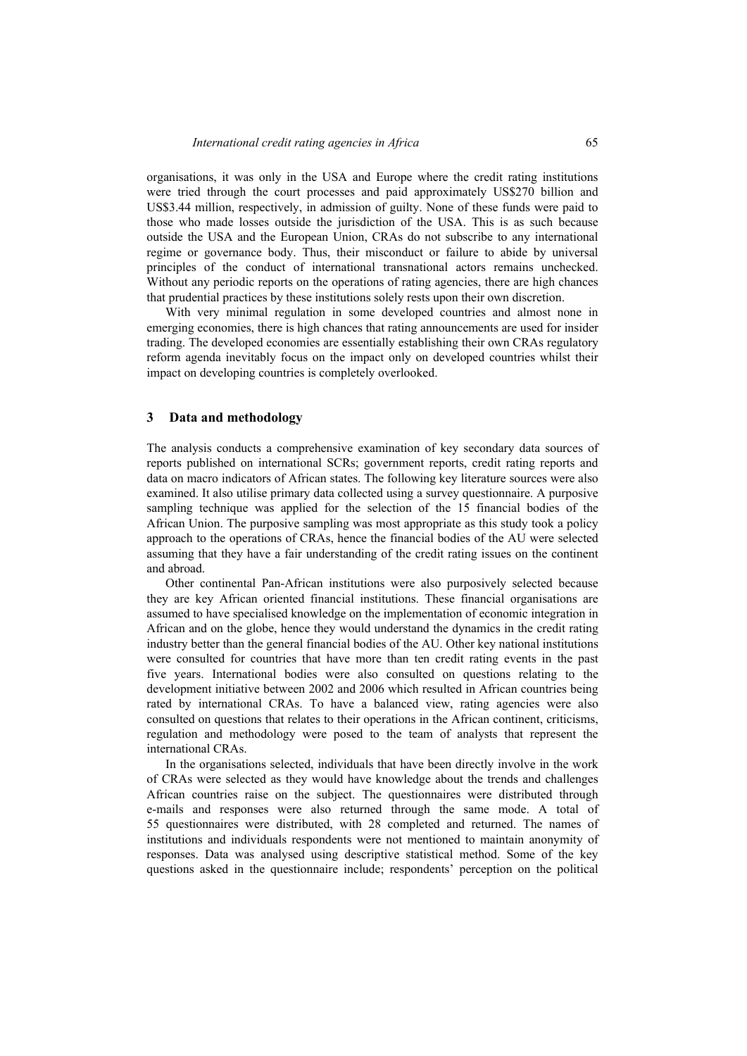organisations, it was only in the USA and Europe where the credit rating institutions were tried through the court processes and paid approximately US$270 billion and US$3.44 million, respectively, in admission of guilty. None of these funds were paid to those who made losses outside the jurisdiction of the USA. This is as such because outside the USA and the European Union, CRAs do not subscribe to any international regime or governance body. Thus, their misconduct or failure to abide by universal principles of the conduct of international transnational actors remains unchecked. Without any periodic reports on the operations of rating agencies, there are high chances that prudential practices by these institutions solely rests upon their own discretion.

With very minimal regulation in some developed countries and almost none in emerging economies, there is high chances that rating announcements are used for insider trading. The developed economies are essentially establishing their own CRAs regulatory reform agenda inevitably focus on the impact only on developed countries whilst their impact on developing countries is completely overlooked.

## 3 Data and methodology

The analysis conducts a comprehensive examination of key secondary data sources of reports published on international SCRs; government reports, credit rating reports and data on macro indicators of African states. The following key literature sources were also examined. It also utilise primary data collected using a survey questionnaire. A purposive sampling technique was applied for the selection of the 15 financial bodies of the African Union. The purposive sampling was most appropriate as this study took a policy approach to the operations of CRAs, hence the financial bodies of the AU were selected assuming that they have a fair understanding of the credit rating issues on the continent and abroad.

Other continental Pan-African institutions were also purposively selected because they are key African oriented financial institutions. These financial organisations are assumed to have specialised knowledge on the implementation of economic integration in African and on the globe, hence they would understand the dynamics in the credit rating industry better than the general financial bodies of the AU. Other key national institutions were consulted for countries that have more than ten credit rating events in the past five years. International bodies were also consulted on questions relating to the development initiative between 2002 and 2006 which resulted in African countries being rated by international CRAs. To have a balanced view, rating agencies were also consulted on questions that relates to their operations in the African continent, criticisms, regulation and methodology were posed to the team of analysts that represent the international CRAs.

In the organisations selected, individuals that have been directly involve in the work of CRAs were selected as they would have knowledge about the trends and challenges African countries raise on the subject. The questionnaires were distributed through e-mails and responses were also returned through the same mode. A total of 55 questionnaires were distributed, with 28 completed and returned. The names of institutions and individuals respondents were not mentioned to maintain anonymity of responses. Data was analysed using descriptive statistical method. Some of the key questions asked in the questionnaire include; respondents' perception on the political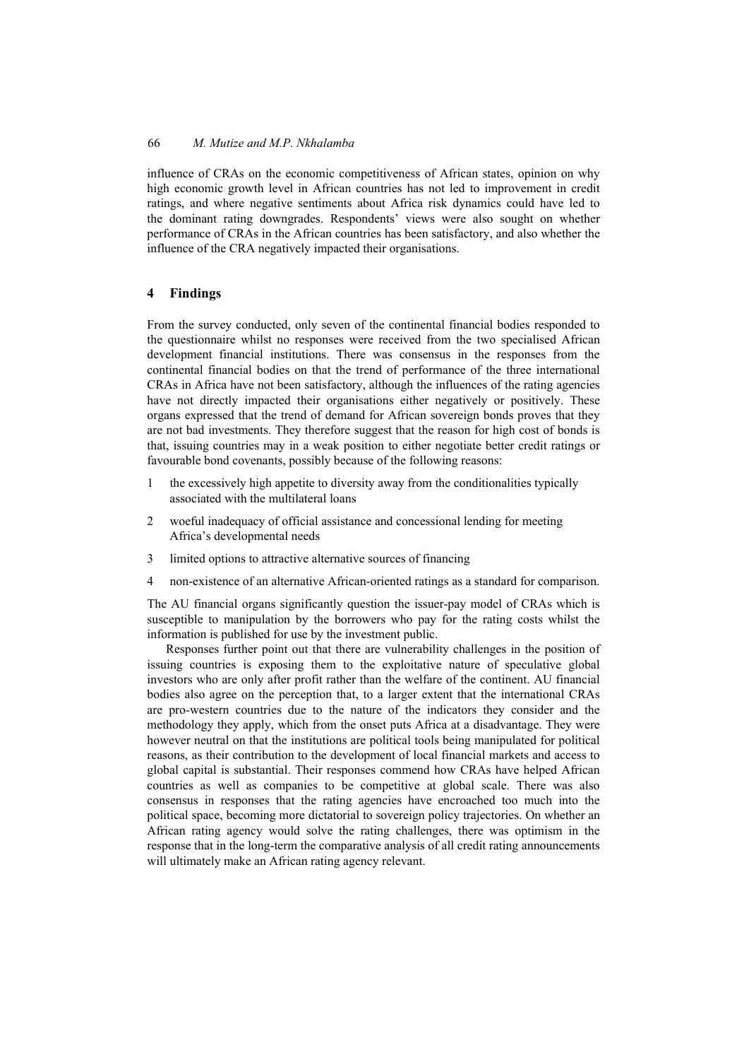influence of CRAs on the economic competitiveness of African states, opinion on why high economic growth level in African countries has not led to improvement in credit ratings, and where negative sentiments about Africa risk dynamics could have led to the dominant rating downgrades. Respondents' views were also sought on whether performance of CRAs in the African countries has been satisfactory, and also whether the influence of the CRA negatively impacted their organisations.

## 4 Findings

From the survey conducted, only seven of the continental financial bodies responded to the questionnaire whilst no responses were received from the two specialised African development financial institutions. There was consensus in the responses from the continental financial bodies on that the trend of performance of the three international CRAs in Africa have not been satisfactory, although the influences of the rating agencies have not directly impacted their organisations either negatively or positively. These organs expressed that the trend of demand for African sovereign bonds proves that they are not bad investments. They therefore suggest that the reason for high cost of bonds is that, issuing countries may in a weak position to either negotiate better credit ratings or favourable bond covenants, possibly because of the following reasons:

1. the excessively high appetite to diversity away from the conditionalities typically associated with the multilateral loans
2. woeful inadequacy of official assistance and concessional lending for meeting Africa's developmental needs
3. limited options to attractive alternative sources of financing
4. non-existence of an alternative African-oriented ratings as a standard for comparison.

The AU financial organs significantly question the issuer-pay model of CRAs which is susceptible to manipulation by the borrowers who pay for the rating costs whilst the information is published for use by the investment public.

Responses further point out that there are vulnerability challenges in the position of issuing countries is exposing them to the exploitative nature of speculative global investors who are only after profit rather than the welfare of the continent. AU financial bodies also agree on the perception that, to a larger extent that the international CRAs are pro-western countries due to the nature of the indicators they consider and the methodology they apply, which from the onset puts Africa at a disadvantage. They were however neutral on that the institutions are political tools being manipulated for political reasons, as their contribution to the development of local financial markets and access to global capital is substantial. Their responses commend how CRAs have helped African countries as well as companies to be competitive at global scale. There was also consensus in responses that the rating agencies have encroached too much into the political space, becoming more dictatorial to sovereign policy trajectories. On whether an African rating agency would solve the rating challenges, there was optimism in the response that in the long-term the comparative analysis of all credit rating announcements will ultimately make an African rating agency relevant.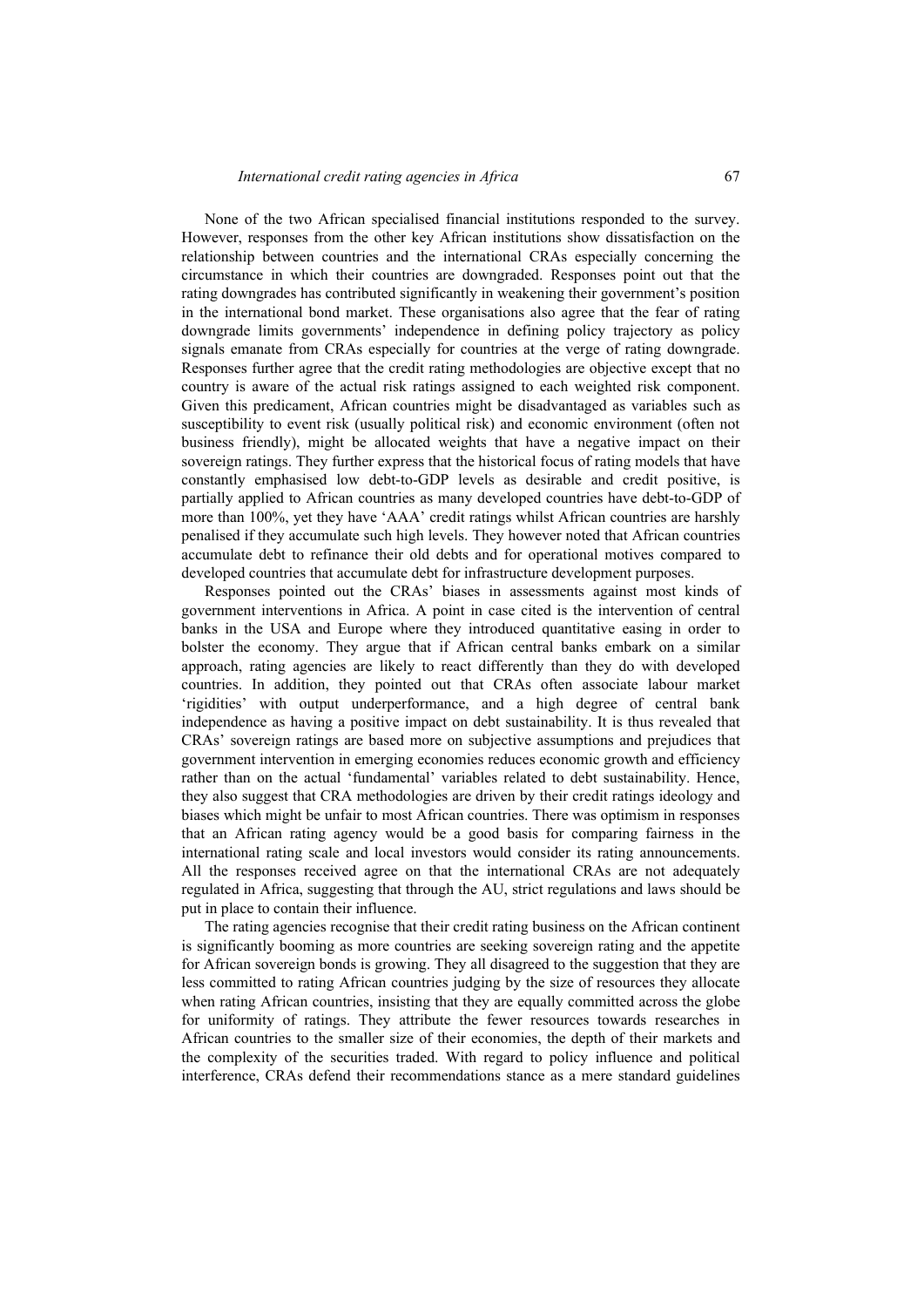None of the two African specialised financial institutions responded to the survey. However, responses from the other key African institutions show dissatisfaction on the relationship between countries and the international CRAs especially concerning the circumstance in which their countries are downgraded. Responses point out that the rating downgrades has contributed significantly in weakening their government's position in the international bond market. These organisations also agree that the fear of rating downgrade limits governments' independence in defining policy trajectory as policy signals emanate from CRAs especially for countries at the verge of rating downgrade. Responses further agree that the credit rating methodologies are objective except that no country is aware of the actual risk ratings assigned to each weighted risk component. Given this predicament, African countries might be disadvantaged as variables such as susceptibility to event risk (usually political risk) and economic environment (often not business friendly), might be allocated weights that have a negative impact on their sovereign ratings. They further express that the historical focus of rating models that have constantly emphasised low debt-to-GDP levels as desirable and credit positive, is partially applied to African countries as many developed countries have debt-to-GDP of more than 100%, yet they have 'AAA' credit ratings whilst African countries are harshly penalised if they accumulate such high levels. They however noted that African countries accumulate debt to refinance their old debts and for operational motives compared to developed countries that accumulate debt for infrastructure development purposes.

Responses pointed out the CRAs' biases in assessments against most kinds of government interventions in Africa. A point in case cited is the intervention of central banks in the USA and Europe where they introduced quantitative easing in order to bolster the economy. They argue that if African central banks embark on a similar approach, rating agencies are likely to react differently than they do with developed countries. In addition, they pointed out that CRAs often associate labour market 'rigidities' with output underperformance, and a high degree of central bank independence as having a positive impact on debt sustainability. It is thus revealed that CRAs' sovereign ratings are based more on subjective assumptions and prejudices that government intervention in emerging economies reduces economic growth and efficiency rather than on the actual 'fundamental' variables related to debt sustainability. Hence, they also suggest that CRA methodologies are driven by their credit ratings ideology and biases which might be unfair to most African countries. There was optimism in responses that an African rating agency would be a good basis for comparing fairness in the international rating scale and local investors would consider its rating announcements. All the responses received agree on that the international CRAs are not adequately regulated in Africa, suggesting that through the AU, strict regulations and laws should be put in place to contain their influence.

The rating agencies recognise that their credit rating business on the African continent is significantly booming as more countries are seeking sovereign rating and the appetite for African sovereign bonds is growing. They all disagreed to the suggestion that they are less committed to rating African countries judging by the size of resources they allocate when rating African countries, insisting that they are equally committed across the globe for uniformity of ratings. They attribute the fewer resources towards researches in African countries to the smaller size of their economies, the depth of their markets and the complexity of the securities traded. With regard to policy influence and political interference, CRAs defend their recommendations stance as a mere standard guidelines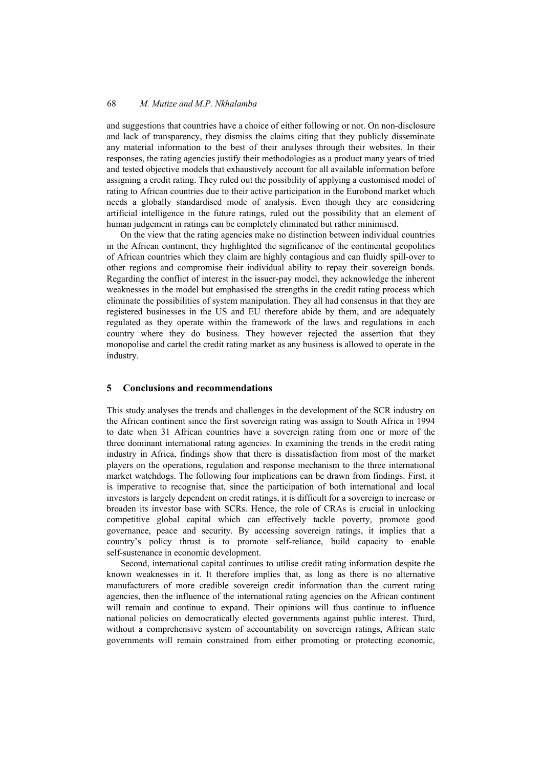and suggestions that countries have a choice of either following or not. On non-disclosure and lack of transparency, they dismiss the claims citing that they publicly disseminate any material information to the best of their analyses through their websites. In their responses, the rating agencies justify their methodologies as a product many years of tried and tested objective models that exhaustively account for all available information before assigning a credit rating. They ruled out the possibility of applying a customised model of rating to African countries due to their active participation in the Eurobond market which needs a globally standardised mode of analysis. Even though they are considering artificial intelligence in the future ratings, ruled out the possibility that an element of human judgement in ratings can be completely eliminated but rather minimised.

On the view that the rating agencies make no distinction between individual countries in the African continent, they highlighted the significance of the continental geopolitics of African countries which they claim are highly contagious and can fluidly spill-over to other regions and compromise their individual ability to repay their sovereign bonds. Regarding the conflict of interest in the issuer-pay model, they acknowledge the inherent weaknesses in the model but emphasised the strengths in the credit rating process which eliminate the possibilities of system manipulation. They all had consensus in that they are registered businesses in the US and EU therefore abide by them, and are adequately regulated as they operate within the framework of the laws and regulations in each country where they do business. They however rejected the assertion that they monopolise and cartel the credit rating market as any business is allowed to operate in the industry.

## 5 Conclusions and recommendations

This study analyses the trends and challenges in the development of the SCR industry on the African continent since the first sovereign rating was assign to South Africa in 1994 to date when 31 African countries have a sovereign rating from one or more of the three dominant international rating agencies. In examining the trends in the credit rating industry in Africa, findings show that there is dissatisfaction from most of the market players on the operations, regulation and response mechanism to the three international market watchdogs. The following four implications can be drawn from findings. First, it is imperative to recognise that, since the participation of both international and local investors is largely dependent on credit ratings, it is difficult for a sovereign to increase or broaden its investor base with SCRs. Hence, the role of CRAs is crucial in unlocking competitive global capital which can effectively tackle poverty, promote good governance, peace and security. By accessing sovereign ratings, it implies that a country's policy thrust is to promote self-reliance, build capacity to enable self-sustenance in economic development.

Second, international capital continues to utilise credit rating information despite the known weaknesses in it. It therefore implies that, as long as there is no alternative manufacturers of more credible sovereign credit information than the current rating agencies, then the influence of the international rating agencies on the African continent will remain and continue to expand. Their opinions will thus continue to influence national policies on democratically elected governments against public interest. Third, without a comprehensive system of accountability on sovereign ratings, African state governments will remain constrained from either promoting or protecting economic,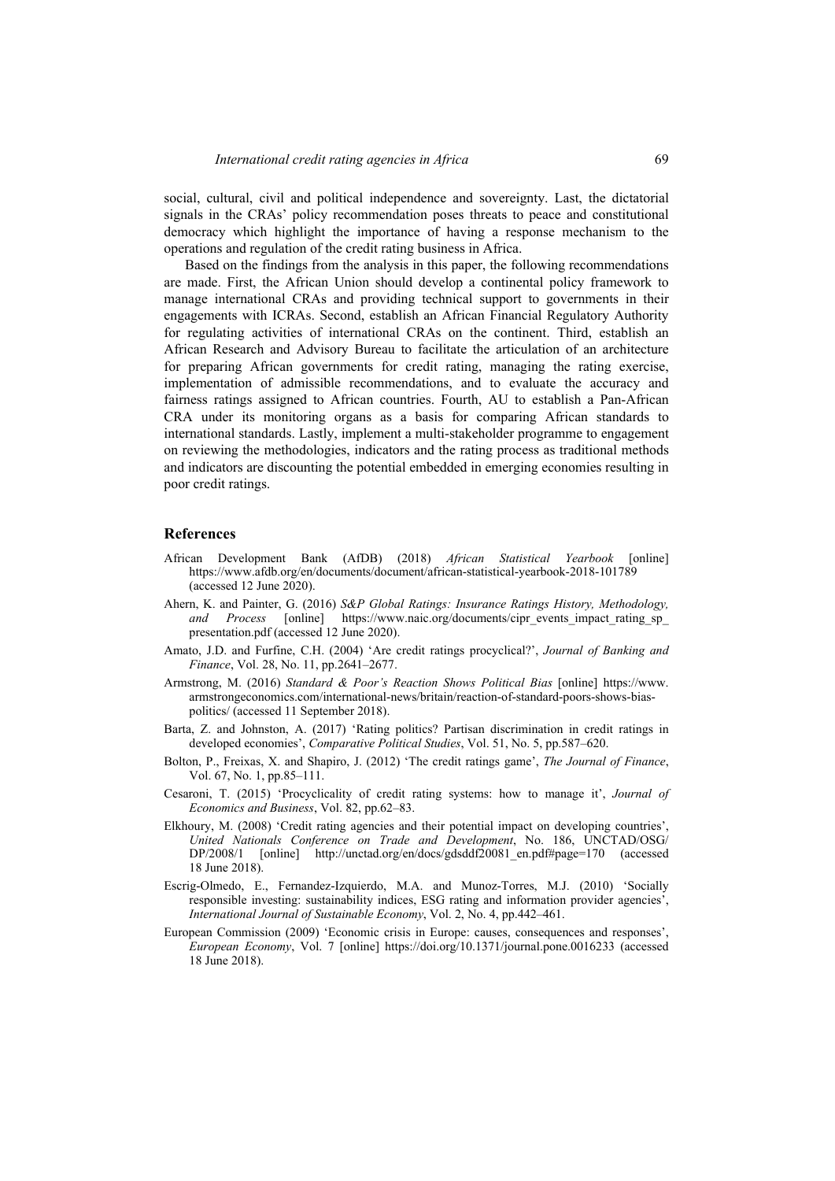social, cultural, civil and political independence and sovereignty. Last, the dictatorial signals in the CRAs' policy recommendation poses threats to peace and constitutional democracy which highlight the importance of having a response mechanism to the operations and regulation of the credit rating business in Africa.

Based on the findings from the analysis in this paper, the following recommendations are made. First, the African Union should develop a continental policy framework to manage international CRAs and providing technical support to governments in their engagements with ICRAs. Second, establish an African Financial Regulatory Authority for regulating activities of international CRAs on the continent. Third, establish an African Research and Advisory Bureau to facilitate the articulation of an architecture for preparing African governments for credit rating, managing the rating exercise, implementation of admissible recommendations, and to evaluate the accuracy and fairness ratings assigned to African countries. Fourth, AU to establish a Pan-African CRA under its monitoring organs as a basis for comparing African standards to international standards. Lastly, implement a multi-stakeholder programme to engagement on reviewing the methodologies, indicators and the rating process as traditional methods and indicators are discounting the potential embedded in emerging economies resulting in poor credit ratings.

## References

African Development Bank (AfDB) (2018) *African Statistical Yearbook* [online] https://www.afdb.org/en/documents/document/african-statistical-yearbook-2018-101789 (accessed 12 June 2020).

Ahern, K. and Painter, G. (2016) *S&P Global Ratings: Insurance Ratings History, Methodology, and Process* [online] https://www.naic.org/documents/cipr_events_impact_rating_sp_presentation.pdf (accessed 12 June 2020).

Amato, J.D. and Furfine, C.H. (2004) 'Are credit ratings procyclical?', *Journal of Banking and Finance*, Vol. 28, No. 11, pp.2641–2677.

Armstrong, M. (2016) *Standard & Poor's Reaction Shows Political Bias* [online] https://www.armstrongeconomics.com/international-news/britain/reaction-of-standard-poors-shows-bias-politics/ (accessed 11 September 2018).

Barta, Z. and Johnston, A. (2017) 'Rating politics? Partisan discrimination in credit ratings in developed economies', *Comparative Political Studies*, Vol. 51, No. 5, pp.587–620.

Bolton, P., Freixas, X. and Shapiro, J. (2012) 'The credit ratings game', *The Journal of Finance*, Vol. 67, No. 1, pp.85–111.

Cesaroni, T. (2015) 'Procyclicality of credit rating systems: how to manage it', *Journal of Economics and Business*, Vol. 82, pp.62–83.

Elkhoury, M. (2008) 'Credit rating agencies and their potential impact on developing countries', *United Nationals Conference on Trade and Development*, No. 186, UNCTAD/OSG/DP/2008/1 [online] http://unctad.org/en/docs/gdsddf20081_en.pdf#page=170 (accessed 18 June 2018).

Escrig-Olmedo, E., Fernandez-Izquierdo, M.A. and Munoz-Torres, M.J. (2010) 'Socially responsible investing: sustainability indices, ESG rating and information provider agencies', *International Journal of Sustainable Economy*, Vol. 2, No. 4, pp.442–461.

European Commission (2009) 'Economic crisis in Europe: causes, consequences and responses', *European Economy*, Vol. 7 [online] https://doi.org/10.1371/journal.pone.0016233 (accessed 18 June 2018).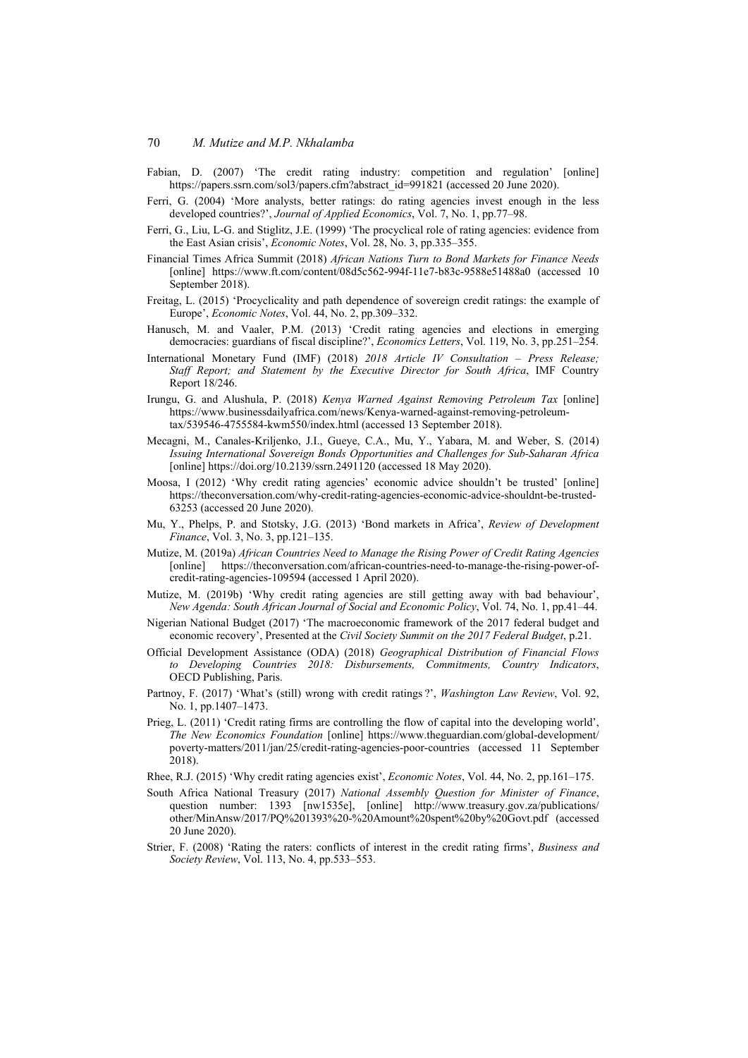Fabian, D. (2007) 'The credit rating industry: competition and regulation' [online] https://papers.ssrn.com/sol3/papers.cfm?abstract_id=991821 (accessed 20 June 2020).

Ferri, G. (2004) 'More analysts, better ratings: do rating agencies invest enough in the less developed countries?', *Journal of Applied Economics*, Vol. 7, No. 1, pp.77–98.

Ferri, G., Liu, L-G. and Stiglitz, J.E. (1999) 'The procyclical role of rating agencies: evidence from the East Asian crisis', *Economic Notes*, Vol. 28, No. 3, pp.335–355.

Financial Times Africa Summit (2018) *African Nations Turn to Bond Markets for Finance Needs* [online] https://www.ft.com/content/08d5c562-994f-11e7-b83c-9588e51488a0 (accessed 10 September 2018).

Freitag, L. (2015) 'Procyclicality and path dependence of sovereign credit ratings: the example of Europe', *Economic Notes*, Vol. 44, No. 2, pp.309–332.

Hanusch, M. and Vaaler, P.M. (2013) 'Credit rating agencies and elections in emerging democracies: guardians of fiscal discipline?', *Economics Letters*, Vol. 119, No. 3, pp.251–254.

International Monetary Fund (IMF) (2018) *2018 Article IV Consultation – Press Release; Staff Report; and Statement by the Executive Director for South Africa*, IMF Country Report 18/246.

Irungu, G. and Alushula, P. (2018) *Kenya Warned Against Removing Petroleum Tax* [online] https://www.businessdailyafrica.com/news/Kenya-warned-against-removing-petroleum-tax/539546-4755584-kwm550/index.html (accessed 13 September 2018).

Mecagni, M., Canales-Kriljenko, J.I., Gueye, C.A., Mu, Y., Yabara, M. and Weber, S. (2014) *Issuing International Sovereign Bonds Opportunities and Challenges for Sub-Saharan Africa* [online] https://doi.org/10.2139/ssrn.2491120 (accessed 18 May 2020).

Moosa, I (2012) 'Why credit rating agencies' economic advice shouldn't be trusted' [online] https://theconversation.com/why-credit-rating-agencies-economic-advice-shouldnt-be-trusted-63253 (accessed 20 June 2020).

Mu, Y., Phelps, P. and Stotsky, J.G. (2013) 'Bond markets in Africa', *Review of Development Finance*, Vol. 3, No. 3, pp.121–135.

Mutize, M. (2019a) *African Countries Need to Manage the Rising Power of Credit Rating Agencies* [online] https://theconversation.com/african-countries-need-to-manage-the-rising-power-of-credit-rating-agencies-109594 (accessed 1 April 2020).

Mutize, M. (2019b) 'Why credit rating agencies are still getting away with bad behaviour', *New Agenda: South African Journal of Social and Economic Policy*, Vol. 74, No. 1, pp.41–44.

Nigerian National Budget (2017) 'The macroeconomic framework of the 2017 federal budget and economic recovery', Presented at the *Civil Society Summit on the 2017 Federal Budget*, p.21.

Official Development Assistance (ODA) (2018) *Geographical Distribution of Financial Flows to Developing Countries 2018: Disbursements, Commitments, Country Indicators*, OECD Publishing, Paris.

Partnoy, F. (2017) 'What's (still) wrong with credit ratings?', *Washington Law Review*, Vol. 92, No. 1, pp.1407–1473.

Prieg, L. (2011) 'Credit rating firms are controlling the flow of capital into the developing world', *The New Economics Foundation* [online] https://www.theguardian.com/global-development/poverty-matters/2011/jan/25/credit-rating-agencies-poor-countries (accessed 11 September 2018).

Rhee, R.J. (2015) 'Why credit rating agencies exist', *Economic Notes*, Vol. 44, No. 2, pp.161–175.

South Africa National Treasury (2017) *National Assembly Question for Minister of Finance*, question number: 1393 [nw1535e], [online] http://www.treasury.gov.za/publications/other/MinAnsw/2017/PQ%201393%20-%20Amount%20spent%20by%20Govt.pdf (accessed 20 June 2020).

Strier, F. (2008) 'Rating the raters: conflicts of interest in the credit rating firms', *Business and Society Review*, Vol. 113, No. 4, pp.533–553.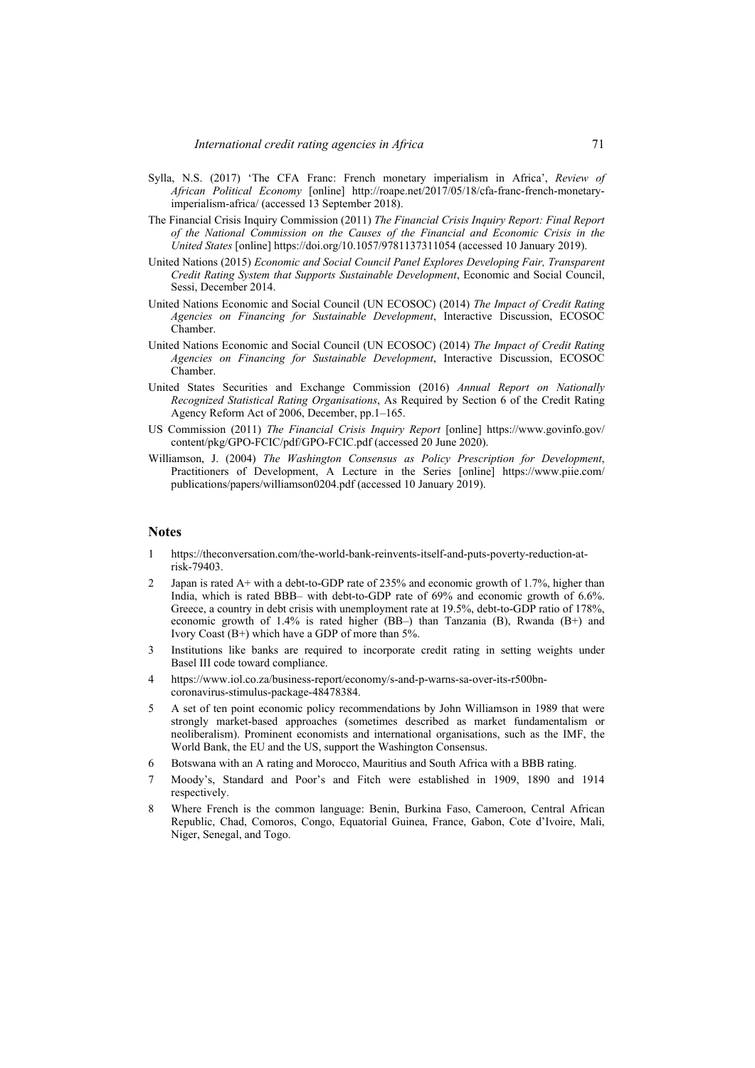Sylla, N.S. (2017) 'The CFA Franc: French monetary imperialism in Africa', *Review of African Political Economy* [online] http://roape.net/2017/05/18/cfa-franc-french-monetary-imperialism-africa/ (accessed 13 September 2018).

The Financial Crisis Inquiry Commission (2011) *The Financial Crisis Inquiry Report: Final Report of the National Commission on the Causes of the Financial and Economic Crisis in the United States* [online] https://doi.org/10.1057/9781137311054 (accessed 10 January 2019).

United Nations (2015) *Economic and Social Council Panel Explores Developing Fair, Transparent Credit Rating System that Supports Sustainable Development*, Economic and Social Council, Sessi, December 2014.

United Nations Economic and Social Council (UN ECOSOC) (2014) *The Impact of Credit Rating Agencies on Financing for Sustainable Development*, Interactive Discussion, ECOSOC Chamber.

United Nations Economic and Social Council (UN ECOSOC) (2014) *The Impact of Credit Rating Agencies on Financing for Sustainable Development*, Interactive Discussion, ECOSOC Chamber.

United States Securities and Exchange Commission (2016) *Annual Report on Nationally Recognized Statistical Rating Organisations*, As Required by Section 6 of the Credit Rating Agency Reform Act of 2006, December, pp.1–165.

US Commission (2011) *The Financial Crisis Inquiry Report* [online] https://www.govinfo.gov/content/pkg/GPO-FCIC/pdf/GPO-FCIC.pdf (accessed 20 June 2020).

Williamson, J. (2004) *The Washington Consensus as Policy Prescription for Development*, Practitioners of Development, A Lecture in the Series [online] https://www.piie.com/publications/papers/williamson0204.pdf (accessed 10 January 2019).

## Notes

1. https://theconversation.com/the-world-bank-reinvents-itself-and-puts-poverty-reduction-at-risk-79403.
2. Japan is rated A+ with a debt-to-GDP rate of 235% and economic growth of 1.7%, higher than India, which is rated BBB– with debt-to-GDP rate of 69% and economic growth of 6.6%. Greece, a country in debt crisis with unemployment rate at 19.5%, debt-to-GDP ratio of 178%, economic growth of 1.4% is rated higher (BB–) than Tanzania (B), Rwanda (B+) and Ivory Coast (B+) which have a GDP of more than 5%.
3. Institutions like banks are required to incorporate credit rating in setting weights under Basel III code toward compliance.
4. https://www.iol.co.za/business-report/economy/s-and-p-warns-sa-over-its-r500bn-coronavirus-stimulus-package-48478384.
5. A set of ten point economic policy recommendations by John Williamson in 1989 that were strongly market-based approaches (sometimes described as market fundamentalism or neoliberalism). Prominent economists and international organisations, such as the IMF, the World Bank, the EU and the US, support the Washington Consensus.
6. Botswana with an A rating and Morocco, Mauritius and South Africa with a BBB rating.
7. Moody's, Standard and Poor's and Fitch were established in 1909, 1890 and 1914 respectively.
8. Where French is the common language: Benin, Burkina Faso, Cameroon, Central African Republic, Chad, Comoros, Congo, Equatorial Guinea, France, Gabon, Cote d'Ivoire, Mali, Niger, Senegal, and Togo.